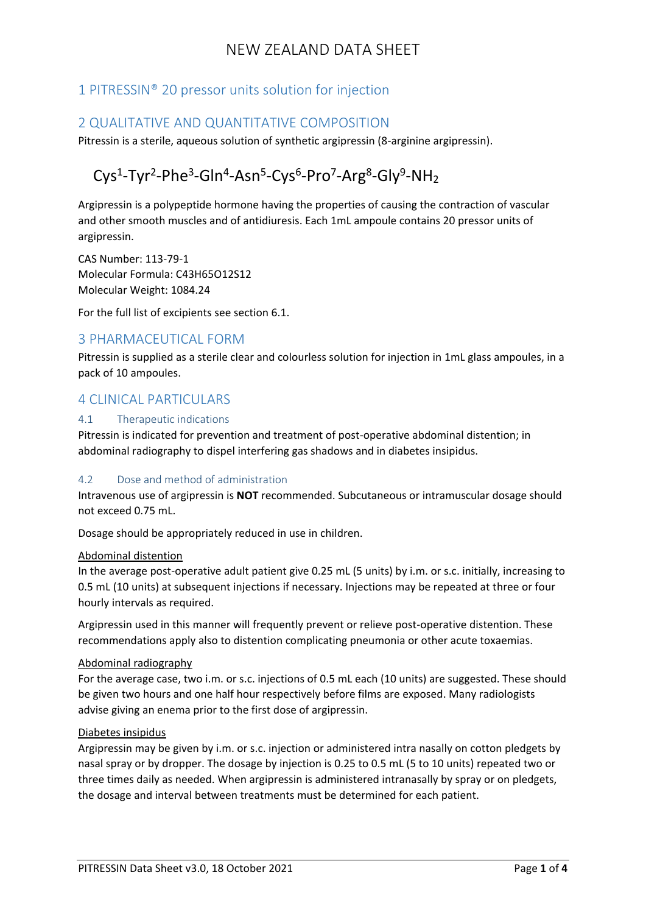# NEW ZEALAND DATA SHEET

## 1 PITRESSIN® 20 pressor units solution for injection

## 2 QUALITATIVE AND QUANTITATIVE COMPOSITION

Pitressin is a sterile, aqueous solution of synthetic argipressin (8-arginine argipressin).

$$\text{Cys}^1\text{-Tyr}^2\text{-Phe}^3\text{-Gln}^4\text{-Asn}^5\text{-Cys}^6\text{-Pro}^7\text{-Arg}^8\text{-Gly}^9\text{-NH}_2$$

Argipressin is a polypeptide hormone having the properties of causing the contraction of vascular and other smooth muscles and of antidiuresis. Each 1mL ampoule contains 20 pressor units of argipressin.

CAS Number: 113-79-1
Molecular Formula: C43H65O12S12
Molecular Weight: 1084.24

For the full list of excipients see section 6.1.

## 3 PHARMACEUTICAL FORM

Pitressin is supplied as a sterile clear and colourless solution for injection in 1mL glass ampoules, in a pack of 10 ampoules.

## 4 CLINICAL PARTICULARS

### 4.1 Therapeutic indications

Pitressin is indicated for prevention and treatment of post-operative abdominal distention; in abdominal radiography to dispel interfering gas shadows and in diabetes insipidus.

### 4.2 Dose and method of administration

Intravenous use of argipressin is **NOT** recommended. Subcutaneous or intramuscular dosage should not exceed 0.75 mL.

Dosage should be appropriately reduced in use in children.

<u>Abdominal distention</u>

In the average post-operative adult patient give 0.25 mL (5 units) by i.m. or s.c. initially, increasing to 0.5 mL (10 units) at subsequent injections if necessary. Injections may be repeated at three or four hourly intervals as required.

Argipressin used in this manner will frequently prevent or relieve post-operative distention. These recommendations apply also to distention complicating pneumonia or other acute toxaemias.

<u>Abdominal radiography</u>

For the average case, two i.m. or s.c. injections of 0.5 mL each (10 units) are suggested. These should be given two hours and one half hour respectively before films are exposed. Many radiologists advise giving an enema prior to the first dose of argipressin.

<u>Diabetes insipidus</u>

Argipressin may be given by i.m. or s.c. injection or administered intra nasally on cotton pledgets by nasal spray or by dropper. The dosage by injection is 0.25 to 0.5 mL (5 to 10 units) repeated two or three times daily as needed. When argipressin is administered intranasally by spray or on pledgets, the dosage and interval between treatments must be determined for each patient.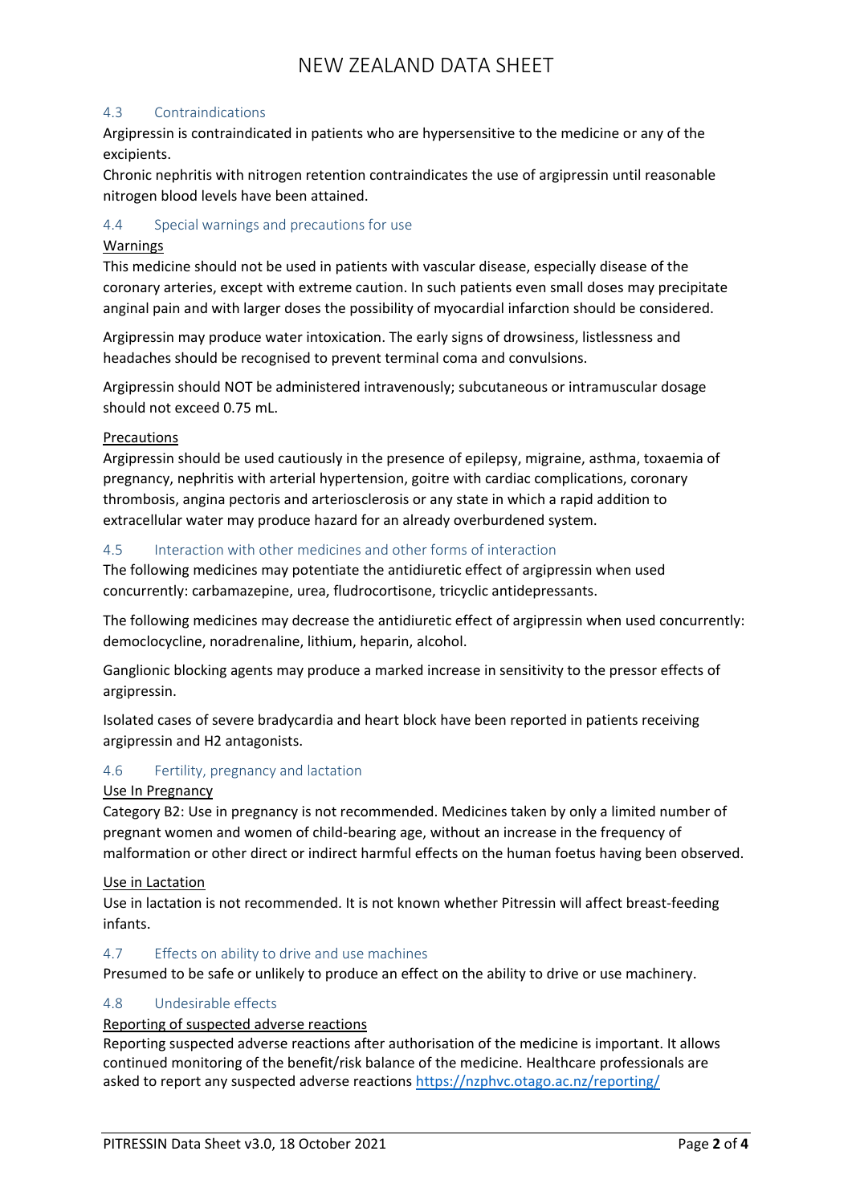## 4.3 Contraindications

Argipressin is contraindicated in patients who are hypersensitive to the medicine or any of the excipients.

Chronic nephritis with nitrogen retention contraindicates the use of argipressin until reasonable nitrogen blood levels have been attained.

## 4.4 Special warnings and precautions for use

<u>Warnings</u>

This medicine should not be used in patients with vascular disease, especially disease of the coronary arteries, except with extreme caution. In such patients even small doses may precipitate anginal pain and with larger doses the possibility of myocardial infarction should be considered.

Argipressin may produce water intoxication. The early signs of drowsiness, listlessness and headaches should be recognised to prevent terminal coma and convulsions.

Argipressin should NOT be administered intravenously; subcutaneous or intramuscular dosage should not exceed 0.75 mL.

<u>Precautions</u>

Argipressin should be used cautiously in the presence of epilepsy, migraine, asthma, toxaemia of pregnancy, nephritis with arterial hypertension, goitre with cardiac complications, coronary thrombosis, angina pectoris and arteriosclerosis or any state in which a rapid addition to extracellular water may produce hazard for an already overburdened system.

## 4.5 Interaction with other medicines and other forms of interaction

The following medicines may potentiate the antidiuretic effect of argipressin when used concurrently: carbamazepine, urea, fludrocortisone, tricyclic antidepressants.

The following medicines may decrease the antidiuretic effect of argipressin when used concurrently: democlocycline, noradrenaline, lithium, heparin, alcohol.

Ganglionic blocking agents may produce a marked increase in sensitivity to the pressor effects of argipressin.

Isolated cases of severe bradycardia and heart block have been reported in patients receiving argipressin and H2 antagonists.

## 4.6 Fertility, pregnancy and lactation

<u>Use In Pregnancy</u>

Category B2: Use in pregnancy is not recommended. Medicines taken by only a limited number of pregnant women and women of child-bearing age, without an increase in the frequency of malformation or other direct or indirect harmful effects on the human foetus having been observed.

<u>Use in Lactation</u>

Use in lactation is not recommended. It is not known whether Pitressin will affect breast-feeding infants.

## 4.7 Effects on ability to drive and use machines

Presumed to be safe or unlikely to produce an effect on the ability to drive or use machinery.

## 4.8 Undesirable effects

<u>Reporting of suspected adverse reactions</u>

Reporting suspected adverse reactions after authorisation of the medicine is important. It allows continued monitoring of the benefit/risk balance of the medicine. Healthcare professionals are asked to report any suspected adverse reactions https://nzphvc.otago.ac.nz/reporting/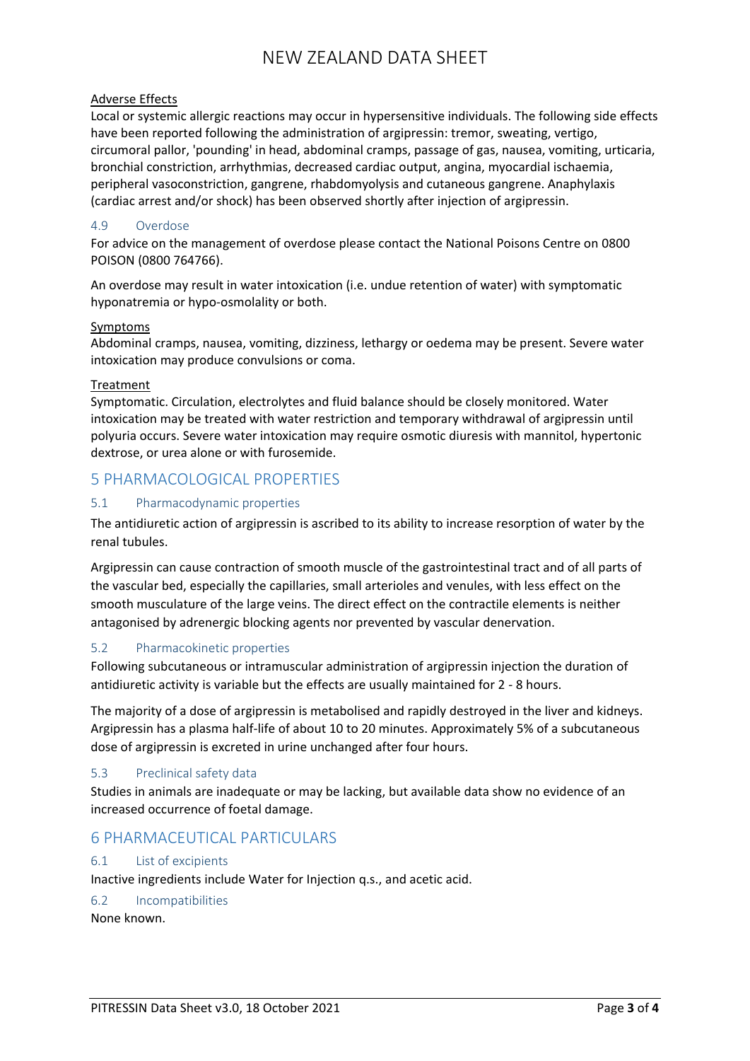Adverse Effects

Local or systemic allergic reactions may occur in hypersensitive individuals. The following side effects have been reported following the administration of argipressin: tremor, sweating, vertigo, circumoral pallor, 'pounding' in head, abdominal cramps, passage of gas, nausea, vomiting, urticaria, bronchial constriction, arrhythmias, decreased cardiac output, angina, myocardial ischaemia, peripheral vasoconstriction, gangrene, rhabdomyolysis and cutaneous gangrene. Anaphylaxis (cardiac arrest and/or shock) has been observed shortly after injection of argipressin.

### 4.9 Overdose

For advice on the management of overdose please contact the National Poisons Centre on 0800 POISON (0800 764766).

An overdose may result in water intoxication (i.e. undue retention of water) with symptomatic hyponatremia or hypo-osmolality or both.

Symptoms

Abdominal cramps, nausea, vomiting, dizziness, lethargy or oedema may be present. Severe water intoxication may produce convulsions or coma.

Treatment

Symptomatic. Circulation, electrolytes and fluid balance should be closely monitored. Water intoxication may be treated with water restriction and temporary withdrawal of argipressin until polyuria occurs. Severe water intoxication may require osmotic diuresis with mannitol, hypertonic dextrose, or urea alone or with furosemide.

## 5 PHARMACOLOGICAL PROPERTIES

### 5.1 Pharmacodynamic properties

The antidiuretic action of argipressin is ascribed to its ability to increase resorption of water by the renal tubules.

Argipressin can cause contraction of smooth muscle of the gastrointestinal tract and of all parts of the vascular bed, especially the capillaries, small arterioles and venules, with less effect on the smooth musculature of the large veins. The direct effect on the contractile elements is neither antagonised by adrenergic blocking agents nor prevented by vascular denervation.

### 5.2 Pharmacokinetic properties

Following subcutaneous or intramuscular administration of argipressin injection the duration of antidiuretic activity is variable but the effects are usually maintained for 2 - 8 hours.

The majority of a dose of argipressin is metabolised and rapidly destroyed in the liver and kidneys. Argipressin has a plasma half-life of about 10 to 20 minutes. Approximately 5% of a subcutaneous dose of argipressin is excreted in urine unchanged after four hours.

### 5.3 Preclinical safety data

Studies in animals are inadequate or may be lacking, but available data show no evidence of an increased occurrence of foetal damage.

## 6 PHARMACEUTICAL PARTICULARS

### 6.1 List of excipients

Inactive ingredients include Water for Injection q.s., and acetic acid.

### 6.2 Incompatibilities

None known.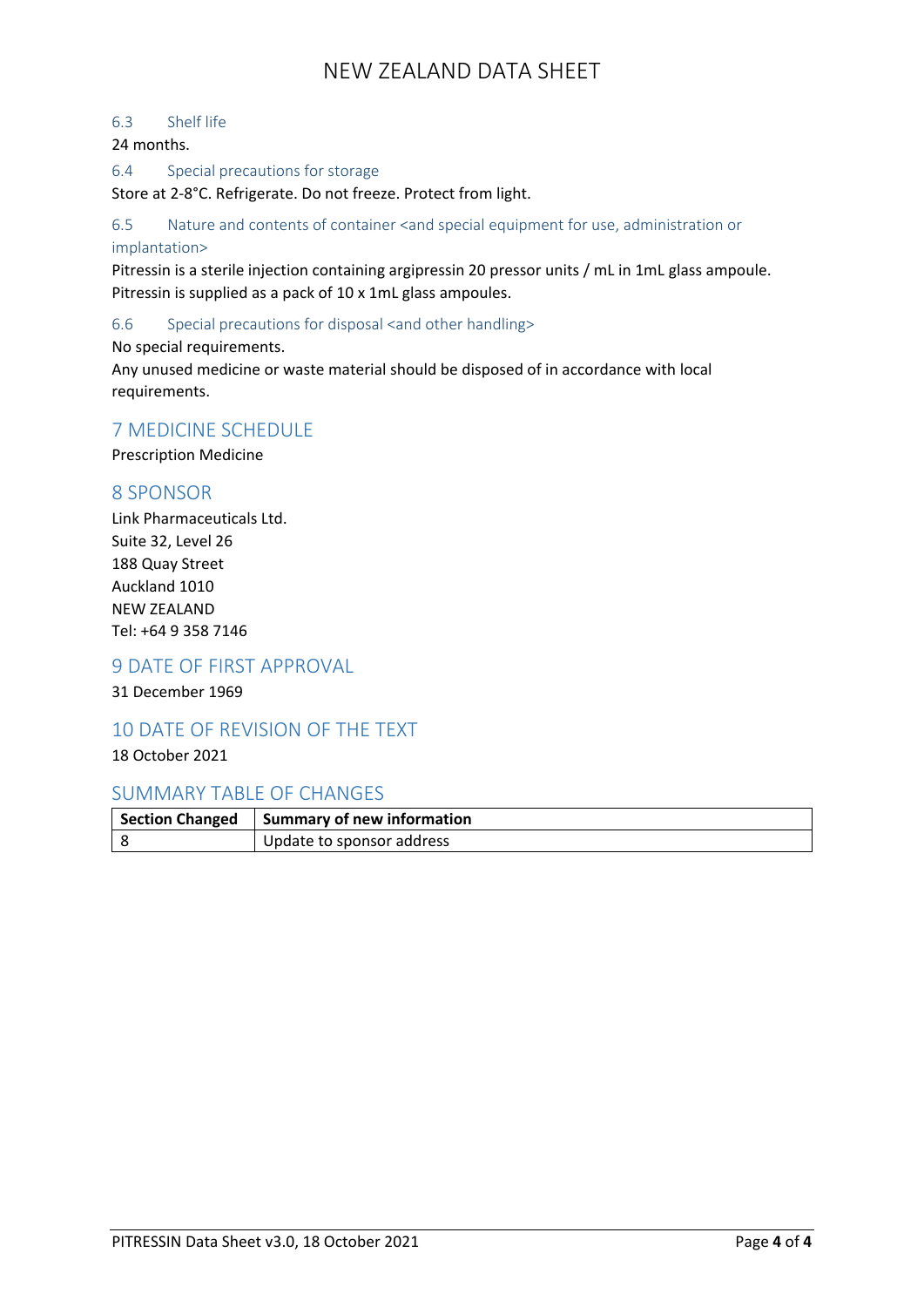### 6.3 Shelf life

24 months.

### 6.4 Special precautions for storage

Store at 2-8°C. Refrigerate. Do not freeze. Protect from light.

### 6.5 Nature and contents of container <and special equipment for use, administration or implantation>

Pitressin is a sterile injection containing argipressin 20 pressor units / mL in 1mL glass ampoule. Pitressin is supplied as a pack of 10 x 1mL glass ampoules.

### 6.6 Special precautions for disposal <and other handling>

No special requirements.
Any unused medicine or waste material should be disposed of in accordance with local requirements.

## 7 MEDICINE SCHEDULE

Prescription Medicine

## 8 SPONSOR

Link Pharmaceuticals Ltd.
Suite 32, Level 26
188 Quay Street
Auckland 1010
NEW ZEALAND
Tel: +64 9 358 7146

## 9 DATE OF FIRST APPROVAL

31 December 1969

## 10 DATE OF REVISION OF THE TEXT

18 October 2021

## SUMMARY TABLE OF CHANGES

| Section Changed | Summary of new information |
|---|---|
| 8 | Update to sponsor address |